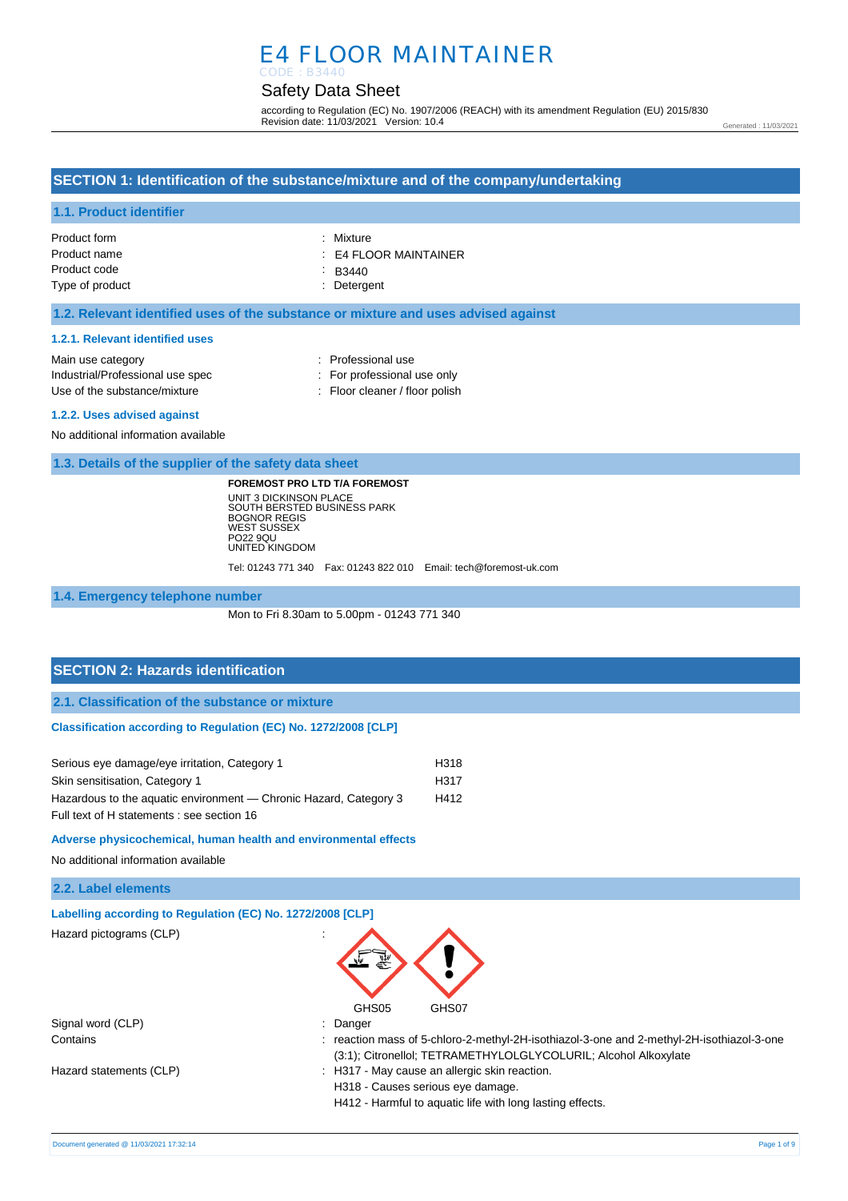# E4 FLOOR MAINTAINER

CODE : B3440

## Safety Data Sheet

according to Regulation (EC) No. 1907/2006 (REACH) with its amendment Regulation (EU) 2015/830
Revision date: 11/03/2021 Version: 10.4

Generated : 11/03/2021

## SECTION 1: Identification of the substance/mixture and of the company/undertaking

### 1.1. Product identifier

| | |
|---|---|
| Product form | : Mixture |
| Product name | : E4 FLOOR MAINTAINER |
| Product code | : B3440 |
| Type of product | : Detergent |

### 1.2. Relevant identified uses of the substance or mixture and uses advised against

#### 1.2.1. Relevant identified uses

| | |
|---|---|
| Main use category | : Professional use |
| Industrial/Professional use spec | : For professional use only |
| Use of the substance/mixture | : Floor cleaner / floor polish |

#### 1.2.2. Uses advised against

No additional information available

### 1.3. Details of the supplier of the safety data sheet

**FOREMOST PRO LTD T/A FOREMOST**
UNIT 3 DICKINSON PLACE
SOUTH BERSTED BUSINESS PARK
BOGNOR REGIS
WEST SUSSEX
PO22 9QU
UNITED KINGDOM

Tel: 01243 771 340 Fax: 01243 822 010 Email: tech@foremost-uk.com

### 1.4. Emergency telephone number

Mon to Fri 8.30am to 5.00pm - 01243 771 340

## SECTION 2: Hazards identification

### 2.1. Classification of the substance or mixture

#### Classification according to Regulation (EC) No. 1272/2008 [CLP]

| | |
|---|---|
| Serious eye damage/eye irritation, Category 1 | H318 |
| Skin sensitisation, Category 1 | H317 |
| Hazardous to the aquatic environment — Chronic Hazard, Category 3 | H412 |

Full text of H statements : see section 16

#### Adverse physicochemical, human health and environmental effects

No additional information available

### 2.2. Label elements

#### Labelling according to Regulation (EC) No. 1272/2008 [CLP]

Hazard pictograms (CLP) :

GHS05 GHS07

| | |
|---|---|
| Signal word (CLP) | : Danger |
| Contains | : reaction mass of 5-chloro-2-methyl-2H-isothiazol-3-one and 2-methyl-2H-isothiazol-3-one (3:1); Citronellol; TETRAMETHYLOLGLYCOLURIL; Alcohol Alkoxylate |
| Hazard statements (CLP) | : H317 - May cause an allergic skin reaction.<br>H318 - Causes serious eye damage.<br>H412 - Harmful to aquatic life with long lasting effects. |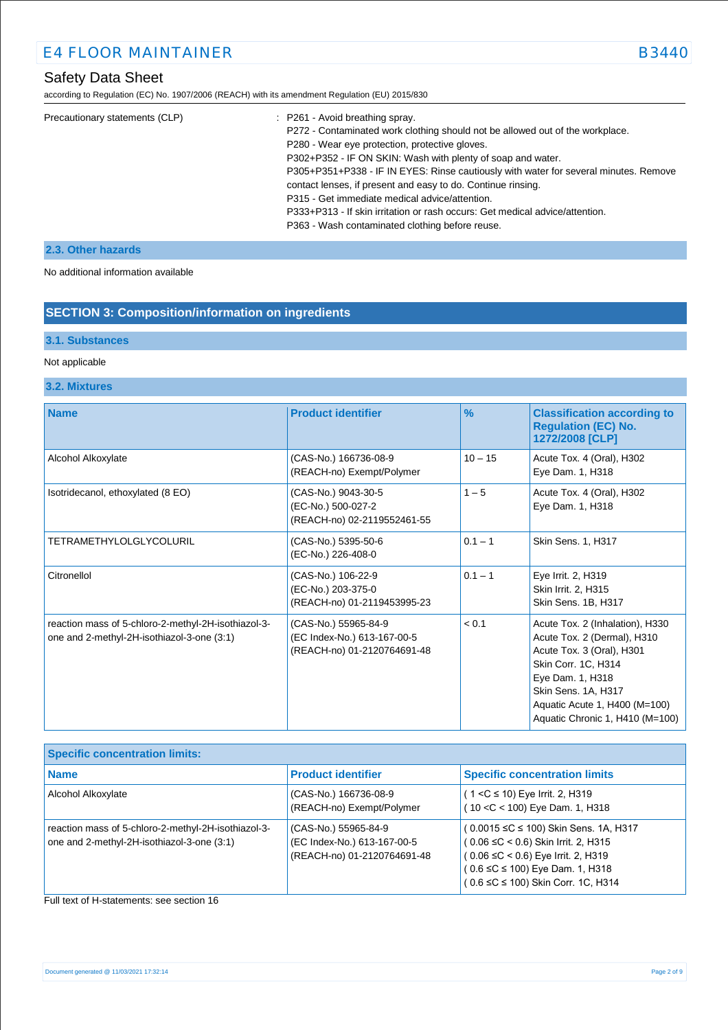Precautionary statements (CLP) : P261 - Avoid breathing spray.
P272 - Contaminated work clothing should not be allowed out of the workplace.
P280 - Wear eye protection, protective gloves.
P302+P352 - IF ON SKIN: Wash with plenty of soap and water.
P305+P351+P338 - IF IN EYES: Rinse cautiously with water for several minutes. Remove contact lenses, if present and easy to do. Continue rinsing.
P315 - Get immediate medical advice/attention.
P333+P313 - If skin irritation or rash occurs: Get medical advice/attention.
P363 - Wash contaminated clothing before reuse.

### 2.3. Other hazards

No additional information available

## SECTION 3: Composition/information on ingredients

### 3.1. Substances

Not applicable

### 3.2. Mixtures

| Name | Product identifier | % | Classification according to Regulation (EC) No. 1272/2008 [CLP] |
|---|---|---|---|
| Alcohol Alkoxylate | (CAS-No.) 166736-08-9<br>(REACH-no) Exempt/Polymer | 10 – 15 | Acute Tox. 4 (Oral), H302<br>Eye Dam. 1, H318 |
| Isotridecanol, ethoxylated (8 EO) | (CAS-No.) 9043-30-5<br>(EC-No.) 500-027-2<br>(REACH-no) 02-2119552461-55 | 1 – 5 | Acute Tox. 4 (Oral), H302<br>Eye Dam. 1, H318 |
| TETRAMETHYLOLGLYCOLURIL | (CAS-No.) 5395-50-6<br>(EC-No.) 226-408-0 | 0.1 – 1 | Skin Sens. 1, H317 |
| Citronellol | (CAS-No.) 106-22-9<br>(EC-No.) 203-375-0<br>(REACH-no) 01-2119453995-23 | 0.1 – 1 | Eye Irrit. 2, H319<br>Skin Irrit. 2, H315<br>Skin Sens. 1B, H317 |
| reaction mass of 5-chloro-2-methyl-2H-isothiazol-3-one and 2-methyl-2H-isothiazol-3-one (3:1) | (CAS-No.) 55965-84-9<br>(EC Index-No.) 613-167-00-5<br>(REACH-no) 01-2120764691-48 | < 0.1 | Acute Tox. 2 (Inhalation), H330<br>Acute Tox. 2 (Dermal), H310<br>Acute Tox. 3 (Oral), H301<br>Skin Corr. 1C, H314<br>Eye Dam. 1, H318<br>Skin Sens. 1A, H317<br>Aquatic Acute 1, H400 (M=100)<br>Aquatic Chronic 1, H410 (M=100) |

| Specific concentration limits: | | |
|---|---|---|
| **Name** | **Product identifier** | **Specific concentration limits** |
| Alcohol Alkoxylate | (CAS-No.) 166736-08-9<br>(REACH-no) Exempt/Polymer | ( 1 <C ≤ 10) Eye Irrit. 2, H319<br>( 10 <C < 100) Eye Dam. 1, H318 |
| reaction mass of 5-chloro-2-methyl-2H-isothiazol-3-one and 2-methyl-2H-isothiazol-3-one (3:1) | (CAS-No.) 55965-84-9<br>(EC Index-No.) 613-167-00-5<br>(REACH-no) 01-2120764691-48 | ( 0.0015 ≤C ≤ 100) Skin Sens. 1A, H317<br>( 0.06 ≤C < 0.6) Skin Irrit. 2, H315<br>( 0.06 ≤C < 0.6) Eye Irrit. 2, H319<br>( 0.6 ≤C ≤ 100) Eye Dam. 1, H318<br>( 0.6 ≤C ≤ 100) Skin Corr. 1C, H314 |

Full text of H-statements: see section 16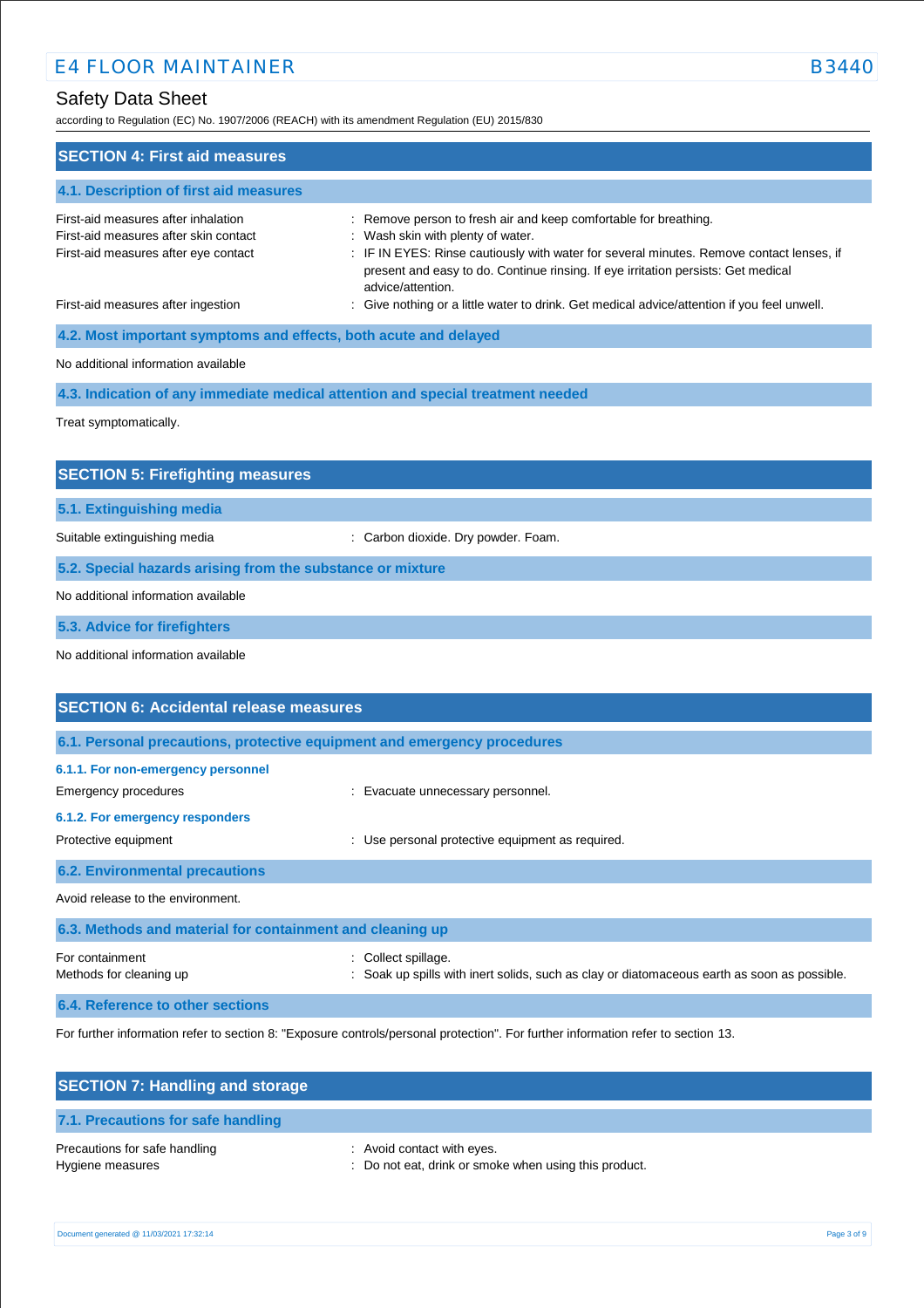## SECTION 4: First aid measures

### 4.1. Description of first aid measures

| | |
|---|---|
| First-aid measures after inhalation | : Remove person to fresh air and keep comfortable for breathing. |
| First-aid measures after skin contact | : Wash skin with plenty of water. |
| First-aid measures after eye contact | : IF IN EYES: Rinse cautiously with water for several minutes. Remove contact lenses, if present and easy to do. Continue rinsing. If eye irritation persists: Get medical advice/attention. |
| First-aid measures after ingestion | : Give nothing or a little water to drink. Get medical advice/attention if you feel unwell. |

### 4.2. Most important symptoms and effects, both acute and delayed

No additional information available

### 4.3. Indication of any immediate medical attention and special treatment needed

Treat symptomatically.

## SECTION 5: Firefighting measures

### 5.1. Extinguishing media

| | |
|---|---|
| Suitable extinguishing media | : Carbon dioxide. Dry powder. Foam. |

### 5.2. Special hazards arising from the substance or mixture

No additional information available

### 5.3. Advice for firefighters

No additional information available

## SECTION 6: Accidental release measures

### 6.1. Personal precautions, protective equipment and emergency procedures

#### 6.1.1. For non-emergency personnel

| | |
|---|---|
| Emergency procedures | : Evacuate unnecessary personnel. |

#### 6.1.2. For emergency responders

| | |
|---|---|
| Protective equipment | : Use personal protective equipment as required. |

### 6.2. Environmental precautions

Avoid release to the environment.

### 6.3. Methods and material for containment and cleaning up

| | |
|---|---|
| For containment | : Collect spillage. |
| Methods for cleaning up | : Soak up spills with inert solids, such as clay or diatomaceous earth as soon as possible. |

### 6.4. Reference to other sections

For further information refer to section 8: "Exposure controls/personal protection". For further information refer to section 13.

## SECTION 7: Handling and storage

### 7.1. Precautions for safe handling

| | |
|---|---|
| Precautions for safe handling | : Avoid contact with eyes. |
| Hygiene measures | : Do not eat, drink or smoke when using this product. |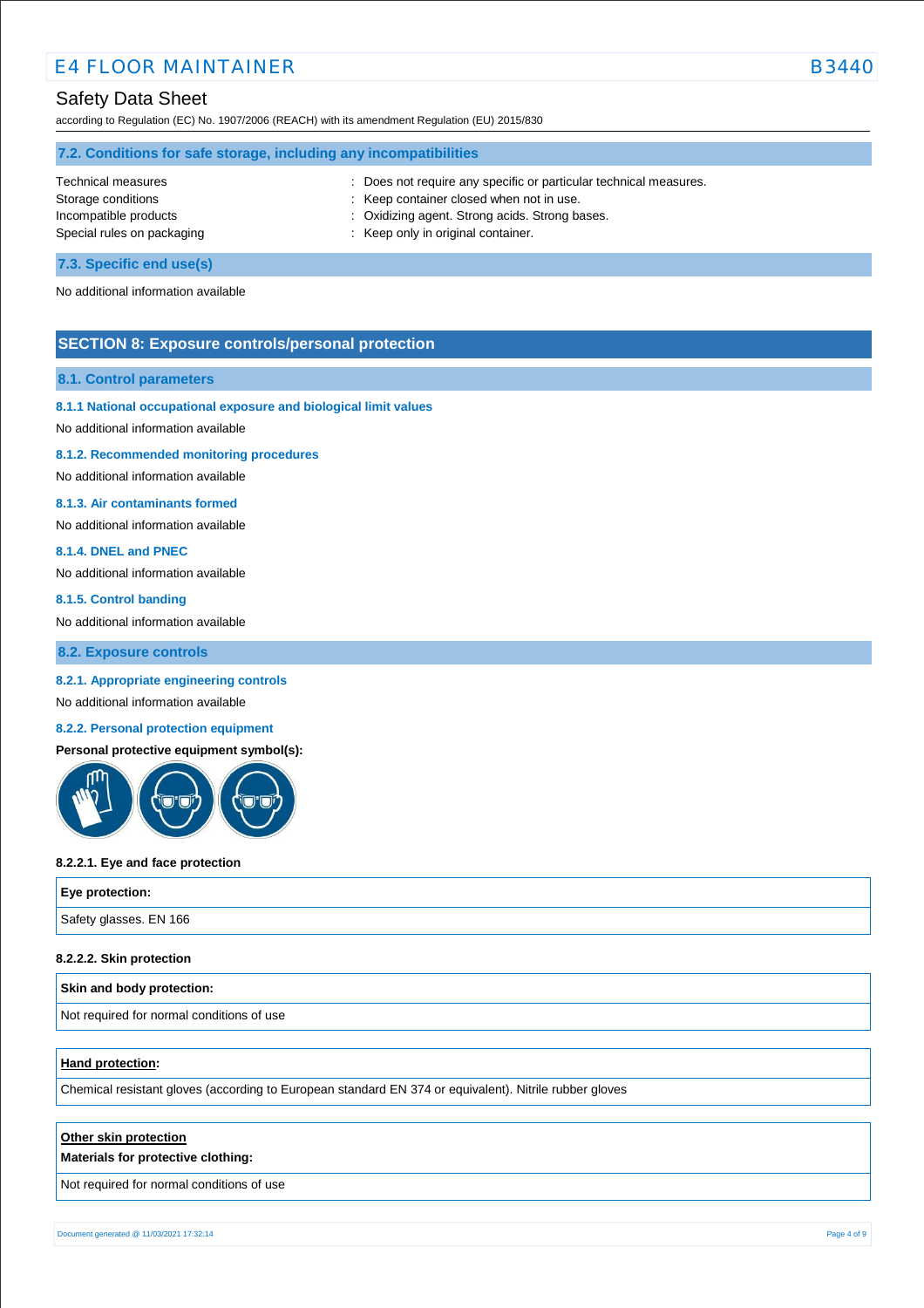### 7.2. Conditions for safe storage, including any incompatibilities

| | |
|---|---|
| Technical measures | : Does not require any specific or particular technical measures. |
| Storage conditions | : Keep container closed when not in use. |
| Incompatible products | : Oxidizing agent. Strong acids. Strong bases. |
| Special rules on packaging | : Keep only in original container. |

### 7.3. Specific end use(s)

No additional information available

## SECTION 8: Exposure controls/personal protection

### 8.1. Control parameters

#### 8.1.1 National occupational exposure and biological limit values

No additional information available

#### 8.1.2. Recommended monitoring procedures

No additional information available

#### 8.1.3. Air contaminants formed

No additional information available

#### 8.1.4. DNEL and PNEC

No additional information available

#### 8.1.5. Control banding

No additional information available

### 8.2. Exposure controls

#### 8.2.1. Appropriate engineering controls

No additional information available

#### 8.2.2. Personal protection equipment

**Personal protective equipment symbol(s):**

**8.2.2.1. Eye and face protection**

| **Eye protection:** |
|---|
| Safety glasses. EN 166 |

**8.2.2.2. Skin protection**

| **Skin and body protection:** |
|---|
| Not required for normal conditions of use |

| **Hand protection:** |
|---|
| Chemical resistant gloves (according to European standard EN 374 or equivalent). Nitrile rubber gloves |

| **Other skin protection** <br> **Materials for protective clothing:** |
|---|
| Not required for normal conditions of use |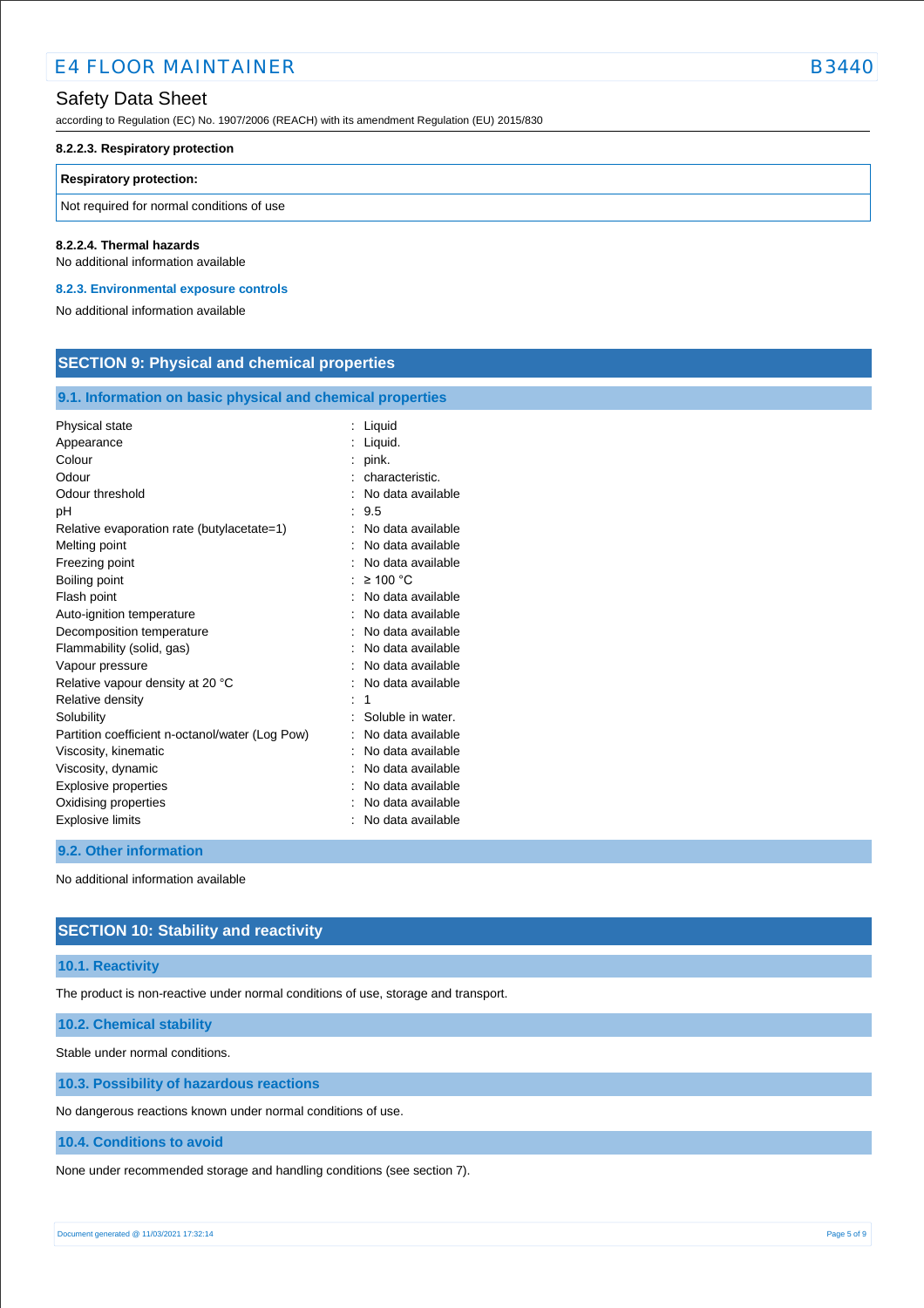#### 8.2.2.3. Respiratory protection

| Respiratory protection: |
| --- |
| Not required for normal conditions of use |

#### 8.2.2.4. Thermal hazards

No additional information available

#### 8.2.3. Environmental exposure controls

No additional information available

## SECTION 9: Physical and chemical properties

### 9.1. Information on basic physical and chemical properties

| | |
| --- | --- |
| Physical state | : Liquid |
| Appearance | : Liquid. |
| Colour | : pink. |
| Odour | : characteristic. |
| Odour threshold | : No data available |
| pH | : 9.5 |
| Relative evaporation rate (butylacetate=1) | : No data available |
| Melting point | : No data available |
| Freezing point | : No data available |
| Boiling point | : ≥ 100 °C |
| Flash point | : No data available |
| Auto-ignition temperature | : No data available |
| Decomposition temperature | : No data available |
| Flammability (solid, gas) | : No data available |
| Vapour pressure | : No data available |
| Relative vapour density at 20 °C | : No data available |
| Relative density | : 1 |
| Solubility | : Soluble in water. |
| Partition coefficient n-octanol/water (Log Pow) | : No data available |
| Viscosity, kinematic | : No data available |
| Viscosity, dynamic | : No data available |
| Explosive properties | : No data available |
| Oxidising properties | : No data available |
| Explosive limits | : No data available |

### 9.2. Other information

No additional information available

## SECTION 10: Stability and reactivity

### 10.1. Reactivity

The product is non-reactive under normal conditions of use, storage and transport.

### 10.2. Chemical stability

Stable under normal conditions.

### 10.3. Possibility of hazardous reactions

No dangerous reactions known under normal conditions of use.

### 10.4. Conditions to avoid

None under recommended storage and handling conditions (see section 7).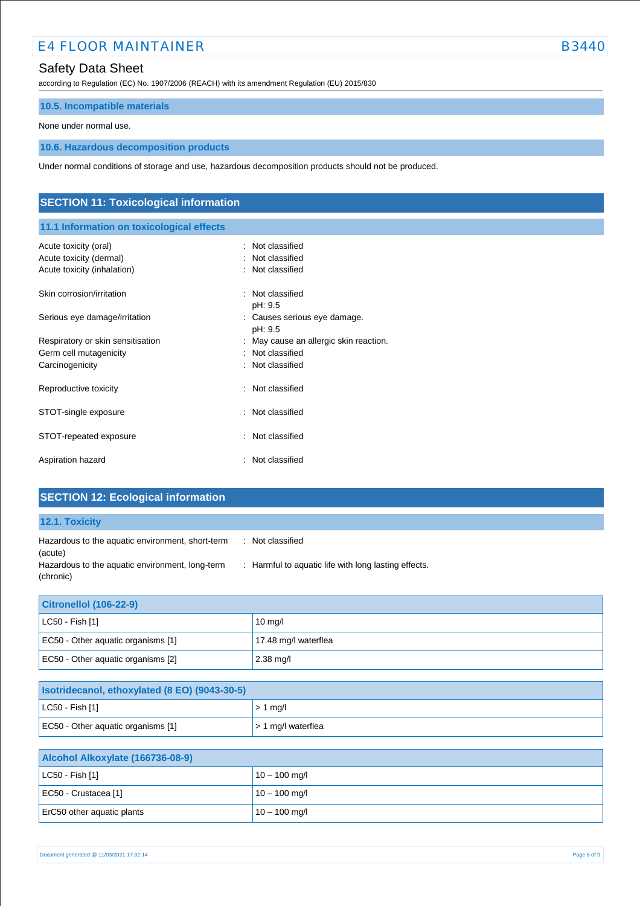### 10.5. Incompatible materials

None under normal use.

### 10.6. Hazardous decomposition products

Under normal conditions of storage and use, hazardous decomposition products should not be produced.

## SECTION 11: Toxicological information

### 11.1 Information on toxicological effects

| | |
|---|---|
| Acute toxicity (oral) | : Not classified |
| Acute toxicity (dermal) | : Not classified |
| Acute toxicity (inhalation) | : Not classified |
| Skin corrosion/irritation | : Not classified<br>pH: 9.5 |
| Serious eye damage/irritation | : Causes serious eye damage.<br>pH: 9.5 |
| Respiratory or skin sensitisation | : May cause an allergic skin reaction. |
| Germ cell mutagenicity | : Not classified |
| Carcinogenicity | : Not classified |
| Reproductive toxicity | : Not classified |
| STOT-single exposure | : Not classified |
| STOT-repeated exposure | : Not classified |
| Aspiration hazard | : Not classified |

## SECTION 12: Ecological information

### 12.1. Toxicity

| | |
|---|---|
| Hazardous to the aquatic environment, short-term (acute) | : Not classified |
| Hazardous to the aquatic environment, long-term (chronic) | : Harmful to aquatic life with long lasting effects. |

| Citronellol (106-22-9) | |
|---|---|
| LC50 - Fish [1] | 10 mg/l |
| EC50 - Other aquatic organisms [1] | 17.48 mg/l waterflea |
| EC50 - Other aquatic organisms [2] | 2.38 mg/l |

| Isotridecanol, ethoxylated (8 EO) (9043-30-5) | |
|---|---|
| LC50 - Fish [1] | > 1 mg/l |
| EC50 - Other aquatic organisms [1] | > 1 mg/l waterflea |

| Alcohol Alkoxylate (166736-08-9) | |
|---|---|
| LC50 - Fish [1] | 10 – 100 mg/l |
| EC50 - Crustacea [1] | 10 – 100 mg/l |
| ErC50 other aquatic plants | 10 – 100 mg/l |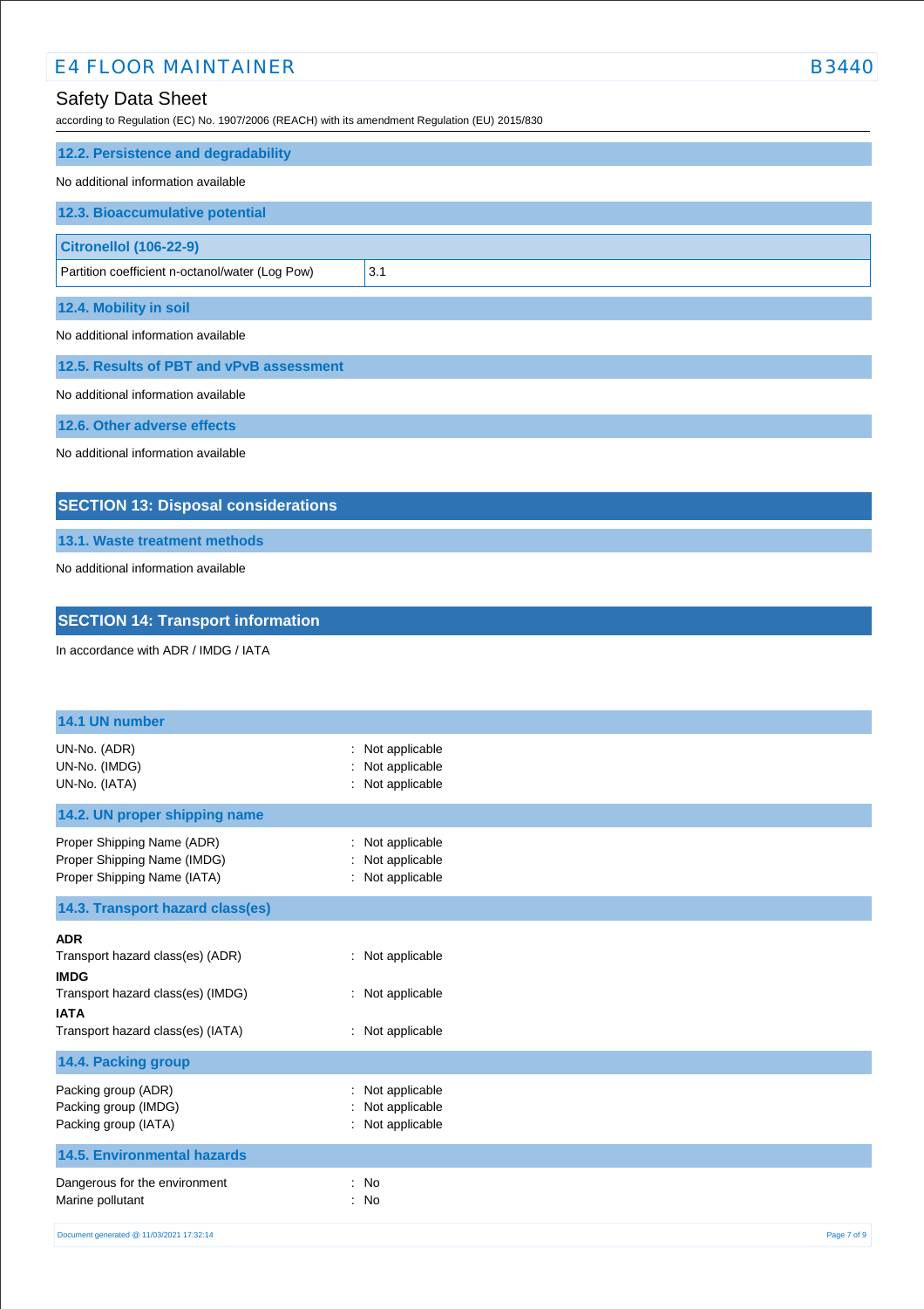### 12.2. Persistence and degradability

No additional information available

### 12.3. Bioaccumulative potential

| Citronellol (106-22-9) | |
|---|---|
| Partition coefficient n-octanol/water (Log Pow) | 3.1 |

### 12.4. Mobility in soil

No additional information available

### 12.5. Results of PBT and vPvB assessment

No additional information available

### 12.6. Other adverse effects

No additional information available

## SECTION 13: Disposal considerations

### 13.1. Waste treatment methods

No additional information available

## SECTION 14: Transport information

In accordance with ADR / IMDG / IATA

### 14.1 UN number

UN-No. (ADR) : Not applicable
UN-No. (IMDG) : Not applicable
UN-No. (IATA) : Not applicable

### 14.2. UN proper shipping name

Proper Shipping Name (ADR) : Not applicable
Proper Shipping Name (IMDG) : Not applicable
Proper Shipping Name (IATA) : Not applicable

### 14.3. Transport hazard class(es)

**ADR**
Transport hazard class(es) (ADR) : Not applicable
**IMDG**
Transport hazard class(es) (IMDG) : Not applicable
**IATA**
Transport hazard class(es) (IATA) : Not applicable

### 14.4. Packing group

Packing group (ADR) : Not applicable
Packing group (IMDG) : Not applicable
Packing group (IATA) : Not applicable

### 14.5. Environmental hazards

Dangerous for the environment : No
Marine pollutant : No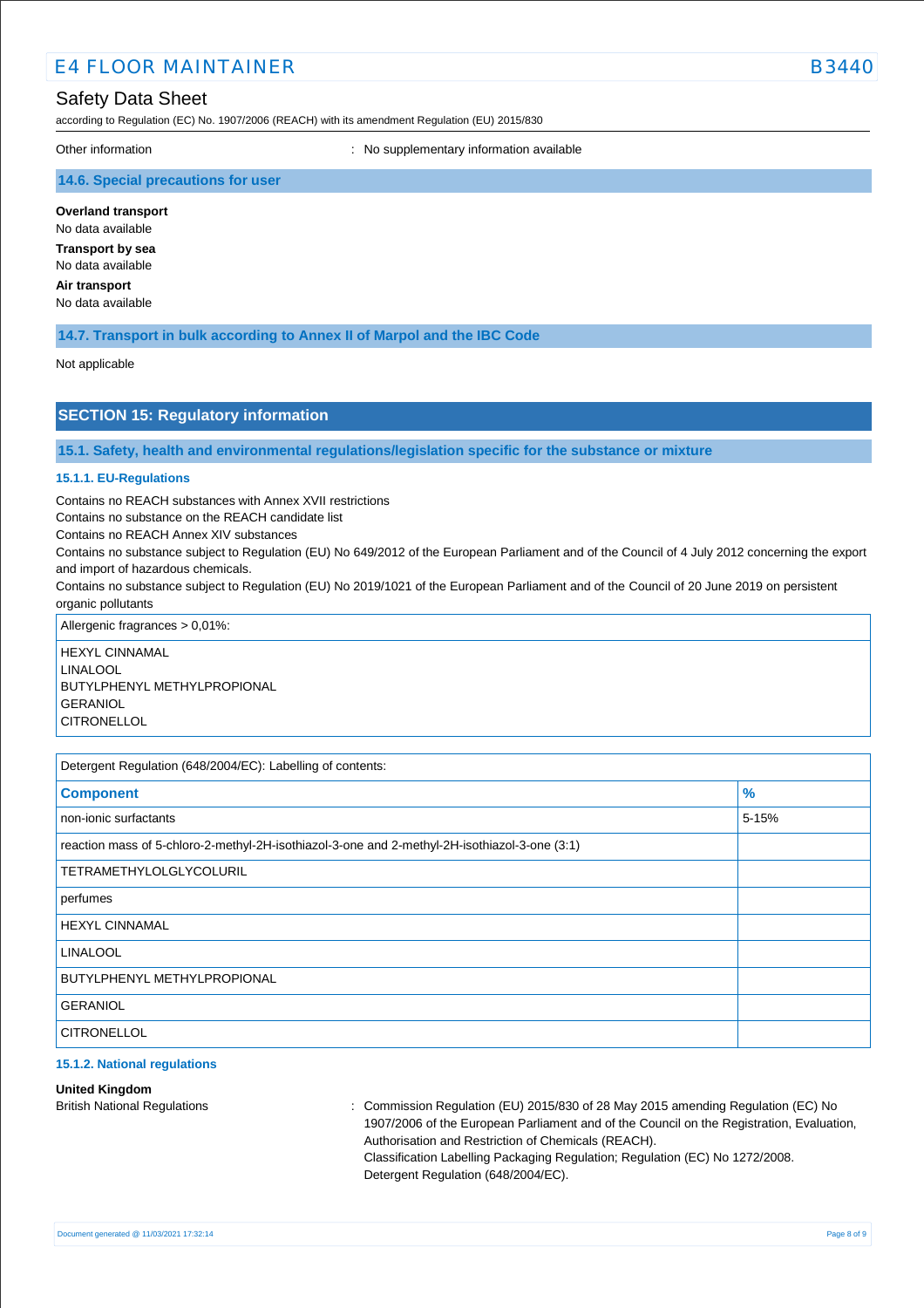Other information : No supplementary information available

### 14.6. Special precautions for user

**Overland transport**
No data available

**Transport by sea**
No data available

**Air transport**
No data available

### 14.7. Transport in bulk according to Annex II of Marpol and the IBC Code

Not applicable

## SECTION 15: Regulatory information

### 15.1. Safety, health and environmental regulations/legislation specific for the substance or mixture

#### 15.1.1. EU-Regulations

Contains no REACH substances with Annex XVII restrictions
Contains no substance on the REACH candidate list
Contains no REACH Annex XIV substances
Contains no substance subject to Regulation (EU) No 649/2012 of the European Parliament and of the Council of 4 July 2012 concerning the export and import of hazardous chemicals.
Contains no substance subject to Regulation (EU) No 2019/1021 of the European Parliament and of the Council of 20 June 2019 on persistent organic pollutants

| Allergenic fragrances > 0,01%: |
|---|
| HEXYL CINNAMAL<br>LINALOOL<br>BUTYLPHENYL METHYLPROPIONAL<br>GERANIOL<br>CITRONELLOL |

Detergent Regulation (648/2004/EC): Labelling of contents:

| Component | % |
|---|---|
| non-ionic surfactants | 5-15% |
| reaction mass of 5-chloro-2-methyl-2H-isothiazol-3-one and 2-methyl-2H-isothiazol-3-one (3:1) | |
| TETRAMETHYLOLGLYCOLURIL | |
| perfumes | |
| HEXYL CINNAMAL | |
| LINALOOL | |
| BUTYLPHENYL METHYLPROPIONAL | |
| GERANIOL | |
| CITRONELLOL | |

#### 15.1.2. National regulations

**United Kingdom**

British National Regulations : Commission Regulation (EU) 2015/830 of 28 May 2015 amending Regulation (EC) No 1907/2006 of the European Parliament and of the Council on the Registration, Evaluation, Authorisation and Restriction of Chemicals (REACH).
Classification Labelling Packaging Regulation; Regulation (EC) No 1272/2008.
Detergent Regulation (648/2004/EC).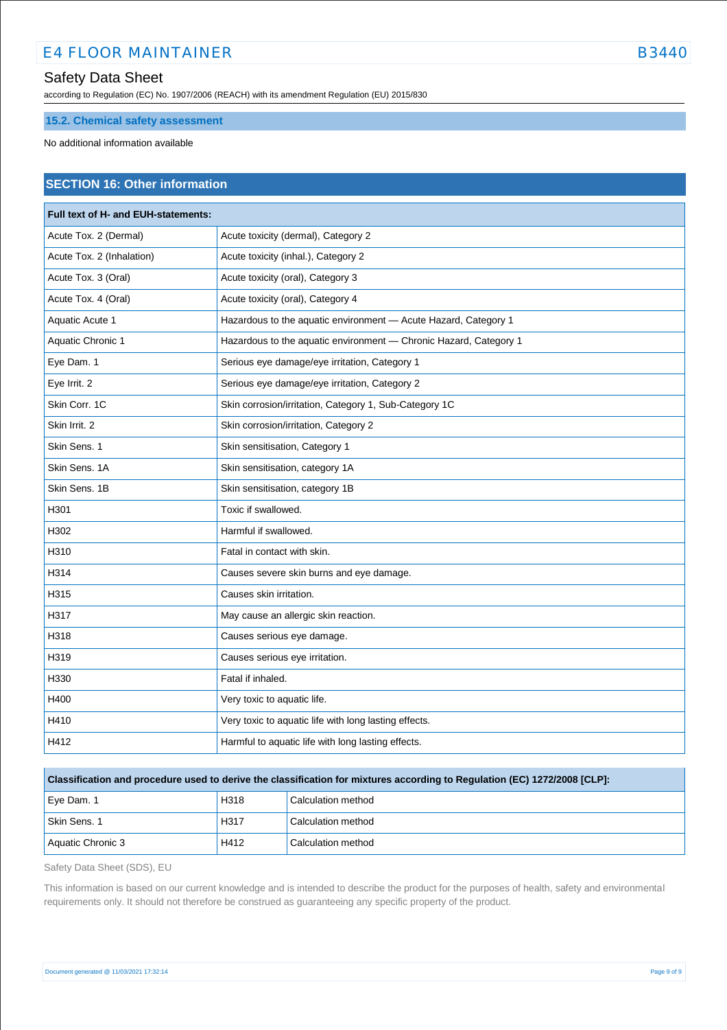#### 15.2. Chemical safety assessment

No additional information available

## SECTION 16: Other information

| Full text of H- and EUH-statements: | |
| --- | --- |
| Acute Tox. 2 (Dermal) | Acute toxicity (dermal), Category 2 |
| Acute Tox. 2 (Inhalation) | Acute toxicity (inhal.), Category 2 |
| Acute Tox. 3 (Oral) | Acute toxicity (oral), Category 3 |
| Acute Tox. 4 (Oral) | Acute toxicity (oral), Category 4 |
| Aquatic Acute 1 | Hazardous to the aquatic environment — Acute Hazard, Category 1 |
| Aquatic Chronic 1 | Hazardous to the aquatic environment — Chronic Hazard, Category 1 |
| Eye Dam. 1 | Serious eye damage/eye irritation, Category 1 |
| Eye Irrit. 2 | Serious eye damage/eye irritation, Category 2 |
| Skin Corr. 1C | Skin corrosion/irritation, Category 1, Sub-Category 1C |
| Skin Irrit. 2 | Skin corrosion/irritation, Category 2 |
| Skin Sens. 1 | Skin sensitisation, Category 1 |
| Skin Sens. 1A | Skin sensitisation, category 1A |
| Skin Sens. 1B | Skin sensitisation, category 1B |
| H301 | Toxic if swallowed. |
| H302 | Harmful if swallowed. |
| H310 | Fatal in contact with skin. |
| H314 | Causes severe skin burns and eye damage. |
| H315 | Causes skin irritation. |
| H317 | May cause an allergic skin reaction. |
| H318 | Causes serious eye damage. |
| H319 | Causes serious eye irritation. |
| H330 | Fatal if inhaled. |
| H400 | Very toxic to aquatic life. |
| H410 | Very toxic to aquatic life with long lasting effects. |
| H412 | Harmful to aquatic life with long lasting effects. |

| Classification and procedure used to derive the classification for mixtures according to Regulation (EC) 1272/2008 [CLP]: | | |
| --- | --- | --- |
| Eye Dam. 1 | H318 | Calculation method |
| Skin Sens. 1 | H317 | Calculation method |
| Aquatic Chronic 3 | H412 | Calculation method |

Safety Data Sheet (SDS), EU

This information is based on our current knowledge and is intended to describe the product for the purposes of health, safety and environmental requirements only. It should not therefore be construed as guaranteeing any specific property of the product.